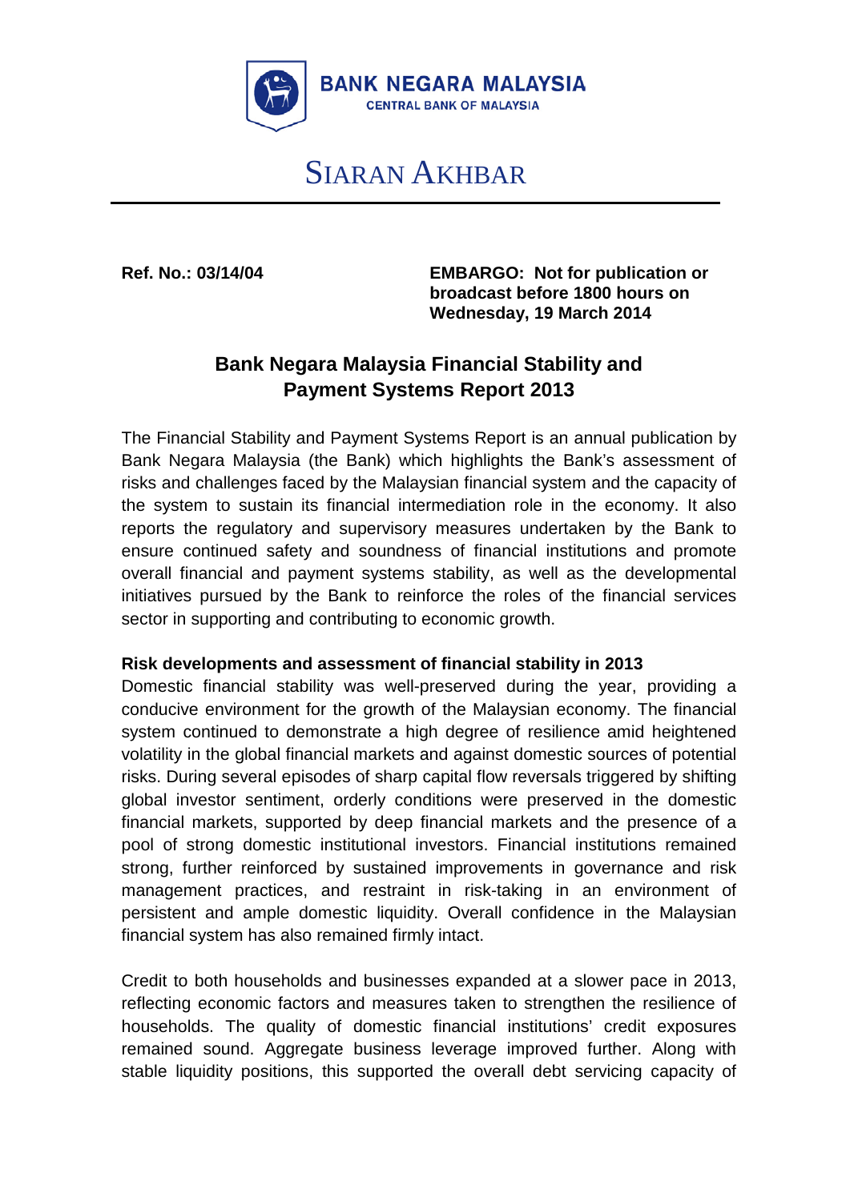**BANK NEGARA MALAYSIA**
**CENTRAL BANK OF MALAYSIA**

# SIARAN AKHBAR

**Ref. No.: 03/14/04**

**EMBARGO: Not for publication or broadcast before 1800 hours on Wednesday, 19 March 2014**

## Bank Negara Malaysia Financial Stability and Payment Systems Report 2013

The Financial Stability and Payment Systems Report is an annual publication by Bank Negara Malaysia (the Bank) which highlights the Bank's assessment of risks and challenges faced by the Malaysian financial system and the capacity of the system to sustain its financial intermediation role in the economy. It also reports the regulatory and supervisory measures undertaken by the Bank to ensure continued safety and soundness of financial institutions and promote overall financial and payment systems stability, as well as the developmental initiatives pursued by the Bank to reinforce the roles of the financial services sector in supporting and contributing to economic growth.

### Risk developments and assessment of financial stability in 2013

Domestic financial stability was well-preserved during the year, providing a conducive environment for the growth of the Malaysian economy. The financial system continued to demonstrate a high degree of resilience amid heightened volatility in the global financial markets and against domestic sources of potential risks. During several episodes of sharp capital flow reversals triggered by shifting global investor sentiment, orderly conditions were preserved in the domestic financial markets, supported by deep financial markets and the presence of a pool of strong domestic institutional investors. Financial institutions remained strong, further reinforced by sustained improvements in governance and risk management practices, and restraint in risk-taking in an environment of persistent and ample domestic liquidity. Overall confidence in the Malaysian financial system has also remained firmly intact.

Credit to both households and businesses expanded at a slower pace in 2013, reflecting economic factors and measures taken to strengthen the resilience of households. The quality of domestic financial institutions' credit exposures remained sound. Aggregate business leverage improved further. Along with stable liquidity positions, this supported the overall debt servicing capacity of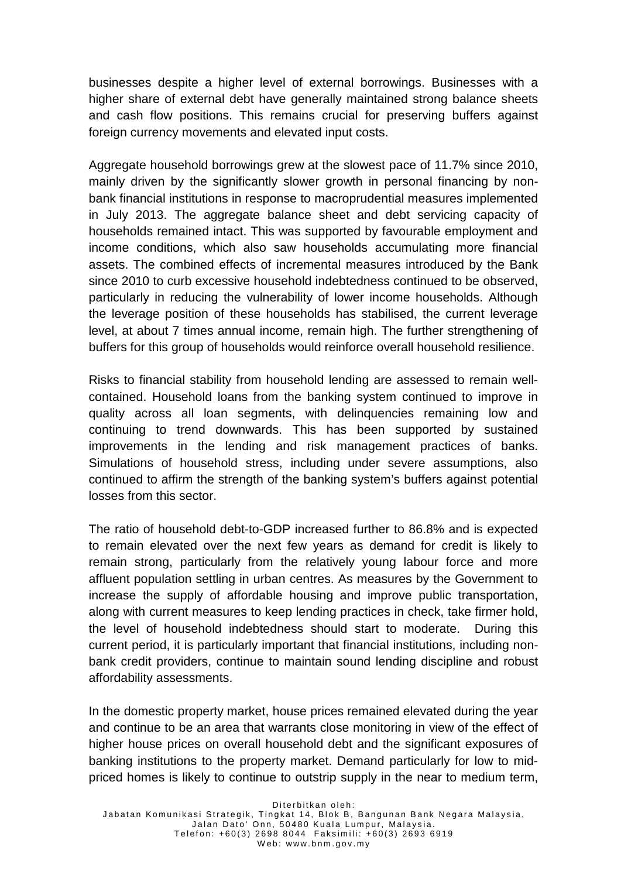businesses despite a higher level of external borrowings. Businesses with a higher share of external debt have generally maintained strong balance sheets and cash flow positions. This remains crucial for preserving buffers against foreign currency movements and elevated input costs.

Aggregate household borrowings grew at the slowest pace of 11.7% since 2010, mainly driven by the significantly slower growth in personal financing by non-bank financial institutions in response to macroprudential measures implemented in July 2013. The aggregate balance sheet and debt servicing capacity of households remained intact. This was supported by favourable employment and income conditions, which also saw households accumulating more financial assets. The combined effects of incremental measures introduced by the Bank since 2010 to curb excessive household indebtedness continued to be observed, particularly in reducing the vulnerability of lower income households. Although the leverage position of these households has stabilised, the current leverage level, at about 7 times annual income, remain high. The further strengthening of buffers for this group of households would reinforce overall household resilience.

Risks to financial stability from household lending are assessed to remain well-contained. Household loans from the banking system continued to improve in quality across all loan segments, with delinquencies remaining low and continuing to trend downwards. This has been supported by sustained improvements in the lending and risk management practices of banks. Simulations of household stress, including under severe assumptions, also continued to affirm the strength of the banking system's buffers against potential losses from this sector.

The ratio of household debt-to-GDP increased further to 86.8% and is expected to remain elevated over the next few years as demand for credit is likely to remain strong, particularly from the relatively young labour force and more affluent population settling in urban centres. As measures by the Government to increase the supply of affordable housing and improve public transportation, along with current measures to keep lending practices in check, take firmer hold, the level of household indebtedness should start to moderate. During this current period, it is particularly important that financial institutions, including non-bank credit providers, continue to maintain sound lending discipline and robust affordability assessments.

In the domestic property market, house prices remained elevated during the year and continue to be an area that warrants close monitoring in view of the effect of higher house prices on overall household debt and the significant exposures of banking institutions to the property market. Demand particularly for low to mid-priced homes is likely to continue to outstrip supply in the near to medium term,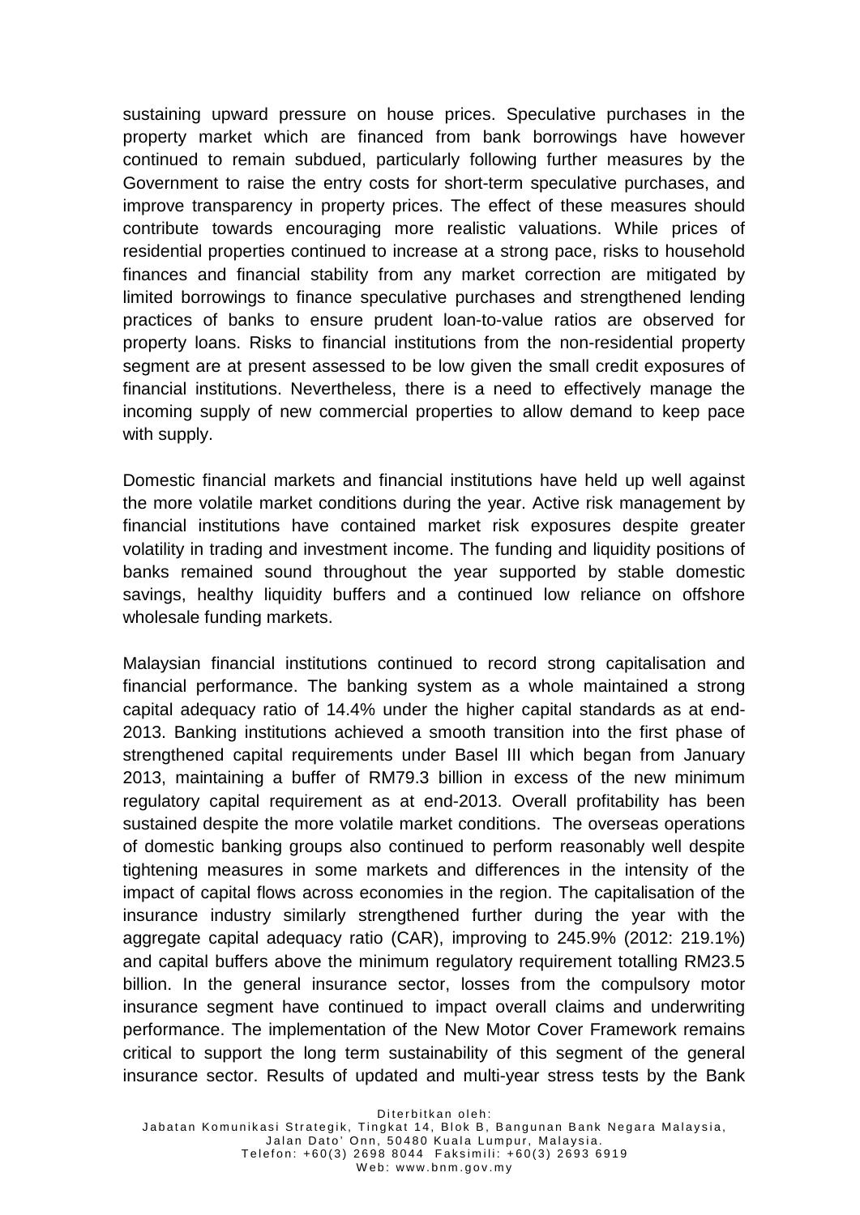sustaining upward pressure on house prices. Speculative purchases in the property market which are financed from bank borrowings have however continued to remain subdued, particularly following further measures by the Government to raise the entry costs for short-term speculative purchases, and improve transparency in property prices. The effect of these measures should contribute towards encouraging more realistic valuations. While prices of residential properties continued to increase at a strong pace, risks to household finances and financial stability from any market correction are mitigated by limited borrowings to finance speculative purchases and strengthened lending practices of banks to ensure prudent loan-to-value ratios are observed for property loans. Risks to financial institutions from the non-residential property segment are at present assessed to be low given the small credit exposures of financial institutions. Nevertheless, there is a need to effectively manage the incoming supply of new commercial properties to allow demand to keep pace with supply.

Domestic financial markets and financial institutions have held up well against the more volatile market conditions during the year. Active risk management by financial institutions have contained market risk exposures despite greater volatility in trading and investment income. The funding and liquidity positions of banks remained sound throughout the year supported by stable domestic savings, healthy liquidity buffers and a continued low reliance on offshore wholesale funding markets.

Malaysian financial institutions continued to record strong capitalisation and financial performance. The banking system as a whole maintained a strong capital adequacy ratio of 14.4% under the higher capital standards as at end-2013. Banking institutions achieved a smooth transition into the first phase of strengthened capital requirements under Basel III which began from January 2013, maintaining a buffer of RM79.3 billion in excess of the new minimum regulatory capital requirement as at end-2013. Overall profitability has been sustained despite the more volatile market conditions. The overseas operations of domestic banking groups also continued to perform reasonably well despite tightening measures in some markets and differences in the intensity of the impact of capital flows across economies in the region. The capitalisation of the insurance industry similarly strengthened further during the year with the aggregate capital adequacy ratio (CAR), improving to 245.9% (2012: 219.1%) and capital buffers above the minimum regulatory requirement totalling RM23.5 billion. In the general insurance sector, losses from the compulsory motor insurance segment have continued to impact overall claims and underwriting performance. The implementation of the New Motor Cover Framework remains critical to support the long term sustainability of this segment of the general insurance sector. Results of updated and multi-year stress tests by the Bank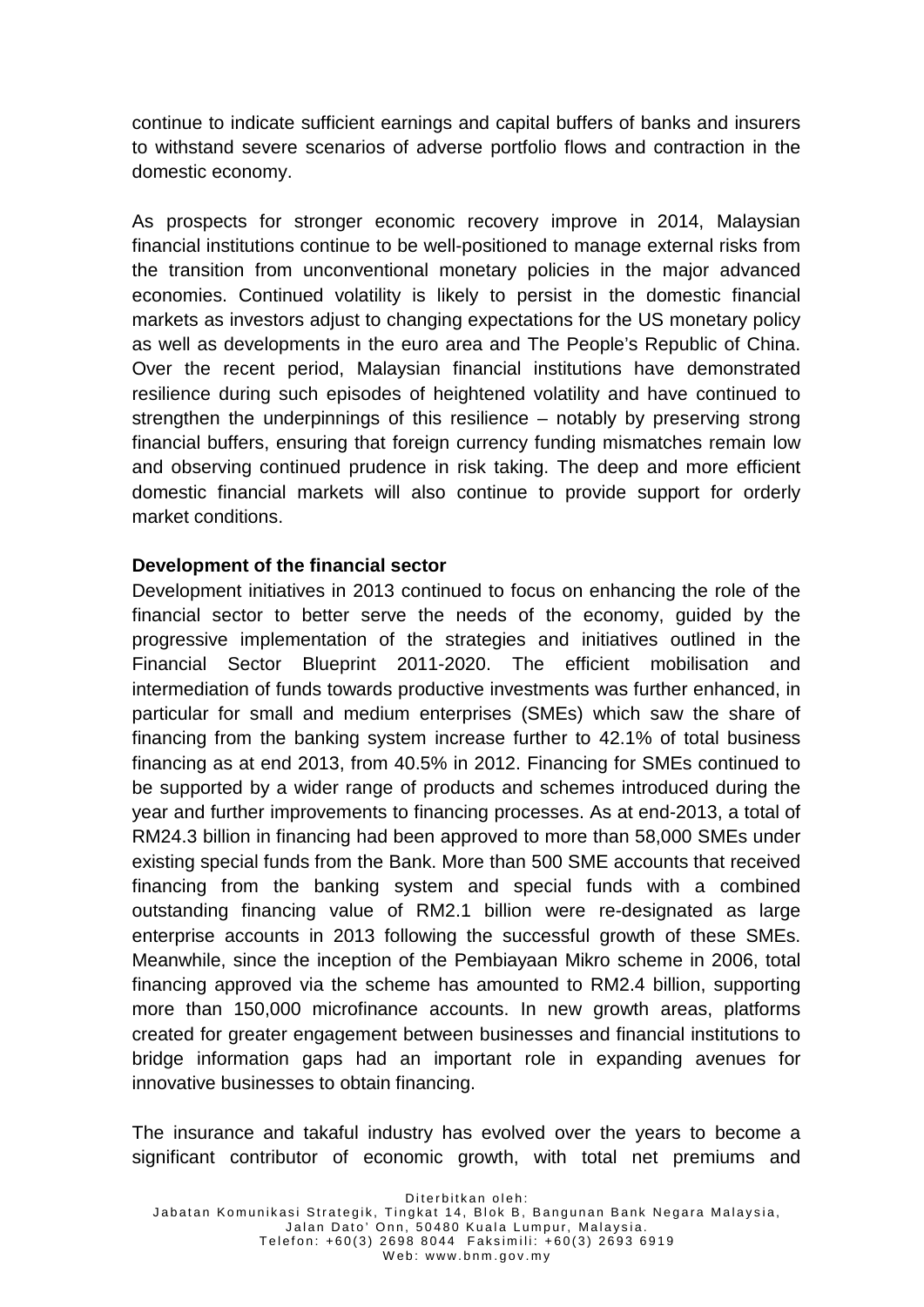continue to indicate sufficient earnings and capital buffers of banks and insurers to withstand severe scenarios of adverse portfolio flows and contraction in the domestic economy.

As prospects for stronger economic recovery improve in 2014, Malaysian financial institutions continue to be well-positioned to manage external risks from the transition from unconventional monetary policies in the major advanced economies. Continued volatility is likely to persist in the domestic financial markets as investors adjust to changing expectations for the US monetary policy as well as developments in the euro area and The People's Republic of China. Over the recent period, Malaysian financial institutions have demonstrated resilience during such episodes of heightened volatility and have continued to strengthen the underpinnings of this resilience – notably by preserving strong financial buffers, ensuring that foreign currency funding mismatches remain low and observing continued prudence in risk taking. The deep and more efficient domestic financial markets will also continue to provide support for orderly market conditions.

**Development of the financial sector**

Development initiatives in 2013 continued to focus on enhancing the role of the financial sector to better serve the needs of the economy, guided by the progressive implementation of the strategies and initiatives outlined in the Financial Sector Blueprint 2011-2020. The efficient mobilisation and intermediation of funds towards productive investments was further enhanced, in particular for small and medium enterprises (SMEs) which saw the share of financing from the banking system increase further to 42.1% of total business financing as at end 2013, from 40.5% in 2012. Financing for SMEs continued to be supported by a wider range of products and schemes introduced during the year and further improvements to financing processes. As at end-2013, a total of RM24.3 billion in financing had been approved to more than 58,000 SMEs under existing special funds from the Bank. More than 500 SME accounts that received financing from the banking system and special funds with a combined outstanding financing value of RM2.1 billion were re-designated as large enterprise accounts in 2013 following the successful growth of these SMEs. Meanwhile, since the inception of the Pembiayaan Mikro scheme in 2006, total financing approved via the scheme has amounted to RM2.4 billion, supporting more than 150,000 microfinance accounts. In new growth areas, platforms created for greater engagement between businesses and financial institutions to bridge information gaps had an important role in expanding avenues for innovative businesses to obtain financing.

The insurance and takaful industry has evolved over the years to become a significant contributor of economic growth, with total net premiums and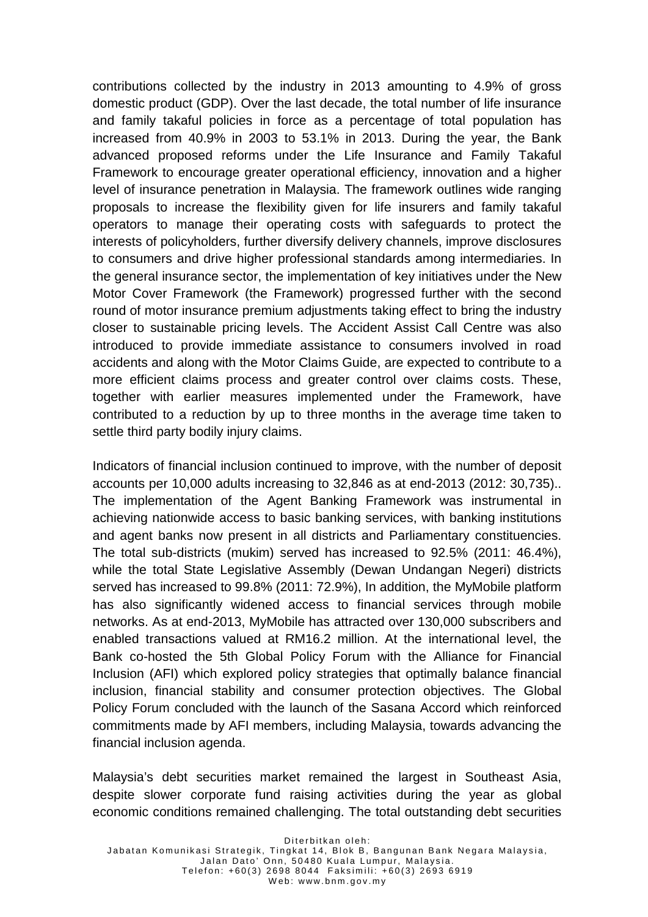contributions collected by the industry in 2013 amounting to 4.9% of gross domestic product (GDP). Over the last decade, the total number of life insurance and family takaful policies in force as a percentage of total population has increased from 40.9% in 2003 to 53.1% in 2013. During the year, the Bank advanced proposed reforms under the Life Insurance and Family Takaful Framework to encourage greater operational efficiency, innovation and a higher level of insurance penetration in Malaysia. The framework outlines wide ranging proposals to increase the flexibility given for life insurers and family takaful operators to manage their operating costs with safeguards to protect the interests of policyholders, further diversify delivery channels, improve disclosures to consumers and drive higher professional standards among intermediaries. In the general insurance sector, the implementation of key initiatives under the New Motor Cover Framework (the Framework) progressed further with the second round of motor insurance premium adjustments taking effect to bring the industry closer to sustainable pricing levels. The Accident Assist Call Centre was also introduced to provide immediate assistance to consumers involved in road accidents and along with the Motor Claims Guide, are expected to contribute to a more efficient claims process and greater control over claims costs. These, together with earlier measures implemented under the Framework, have contributed to a reduction by up to three months in the average time taken to settle third party bodily injury claims.

Indicators of financial inclusion continued to improve, with the number of deposit accounts per 10,000 adults increasing to 32,846 as at end-2013 (2012: 30,735).. The implementation of the Agent Banking Framework was instrumental in achieving nationwide access to basic banking services, with banking institutions and agent banks now present in all districts and Parliamentary constituencies. The total sub-districts (mukim) served has increased to 92.5% (2011: 46.4%), while the total State Legislative Assembly (Dewan Undangan Negeri) districts served has increased to 99.8% (2011: 72.9%), In addition, the MyMobile platform has also significantly widened access to financial services through mobile networks. As at end-2013, MyMobile has attracted over 130,000 subscribers and enabled transactions valued at RM16.2 million. At the international level, the Bank co-hosted the 5th Global Policy Forum with the Alliance for Financial Inclusion (AFI) which explored policy strategies that optimally balance financial inclusion, financial stability and consumer protection objectives. The Global Policy Forum concluded with the launch of the Sasana Accord which reinforced commitments made by AFI members, including Malaysia, towards advancing the financial inclusion agenda.

Malaysia's debt securities market remained the largest in Southeast Asia, despite slower corporate fund raising activities during the year as global economic conditions remained challenging. The total outstanding debt securities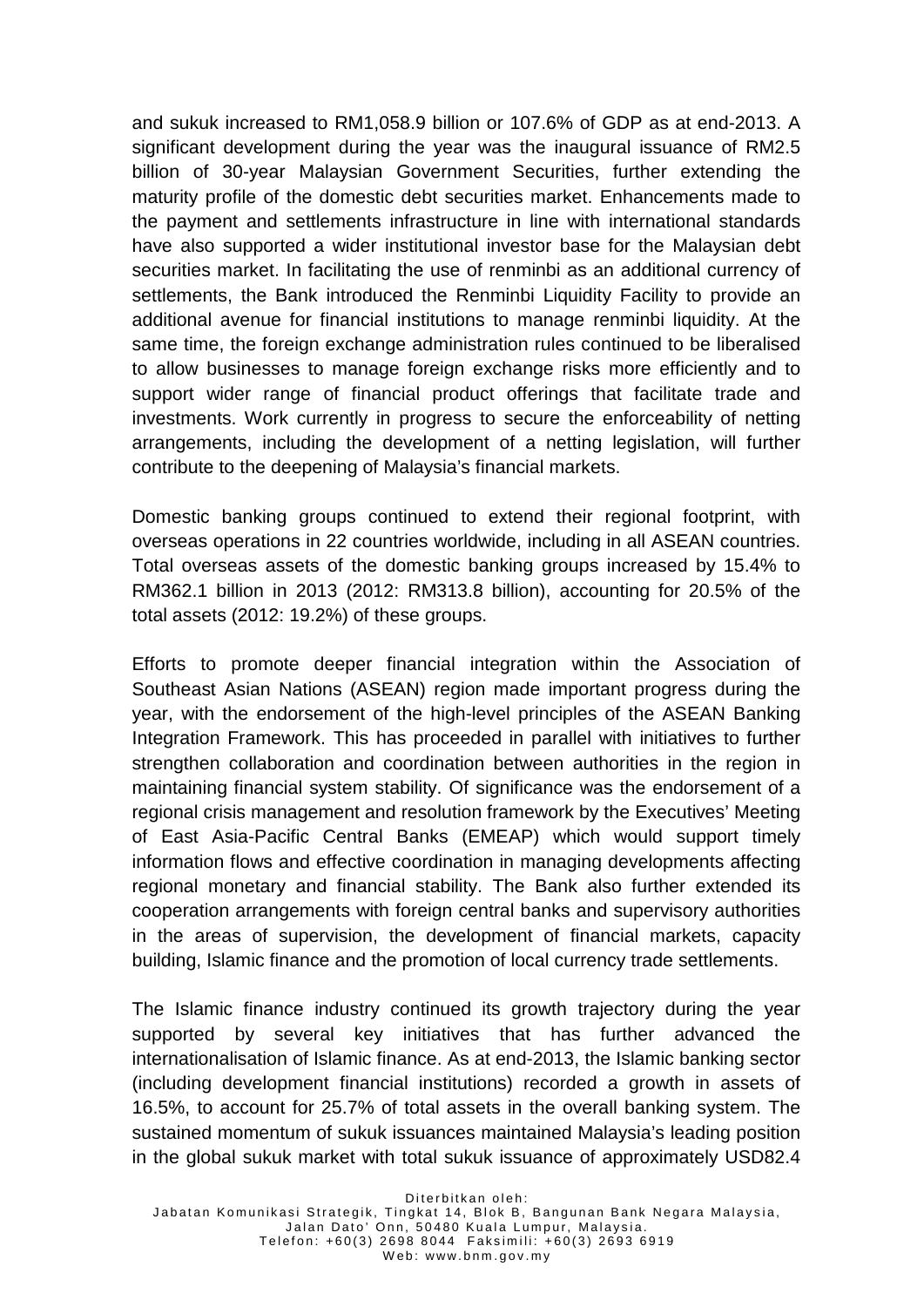and sukuk increased to RM1,058.9 billion or 107.6% of GDP as at end-2013. A significant development during the year was the inaugural issuance of RM2.5 billion of 30-year Malaysian Government Securities, further extending the maturity profile of the domestic debt securities market. Enhancements made to the payment and settlements infrastructure in line with international standards have also supported a wider institutional investor base for the Malaysian debt securities market. In facilitating the use of renminbi as an additional currency of settlements, the Bank introduced the Renminbi Liquidity Facility to provide an additional avenue for financial institutions to manage renminbi liquidity. At the same time, the foreign exchange administration rules continued to be liberalised to allow businesses to manage foreign exchange risks more efficiently and to support wider range of financial product offerings that facilitate trade and investments. Work currently in progress to secure the enforceability of netting arrangements, including the development of a netting legislation, will further contribute to the deepening of Malaysia's financial markets.

Domestic banking groups continued to extend their regional footprint, with overseas operations in 22 countries worldwide, including in all ASEAN countries. Total overseas assets of the domestic banking groups increased by 15.4% to RM362.1 billion in 2013 (2012: RM313.8 billion), accounting for 20.5% of the total assets (2012: 19.2%) of these groups.

Efforts to promote deeper financial integration within the Association of Southeast Asian Nations (ASEAN) region made important progress during the year, with the endorsement of the high-level principles of the ASEAN Banking Integration Framework. This has proceeded in parallel with initiatives to further strengthen collaboration and coordination between authorities in the region in maintaining financial system stability. Of significance was the endorsement of a regional crisis management and resolution framework by the Executives' Meeting of East Asia-Pacific Central Banks (EMEAP) which would support timely information flows and effective coordination in managing developments affecting regional monetary and financial stability. The Bank also further extended its cooperation arrangements with foreign central banks and supervisory authorities in the areas of supervision, the development of financial markets, capacity building, Islamic finance and the promotion of local currency trade settlements.

The Islamic finance industry continued its growth trajectory during the year supported by several key initiatives that has further advanced the internationalisation of Islamic finance. As at end-2013, the Islamic banking sector (including development financial institutions) recorded a growth in assets of 16.5%, to account for 25.7% of total assets in the overall banking system. The sustained momentum of sukuk issuances maintained Malaysia's leading position in the global sukuk market with total sukuk issuance of approximately USD82.4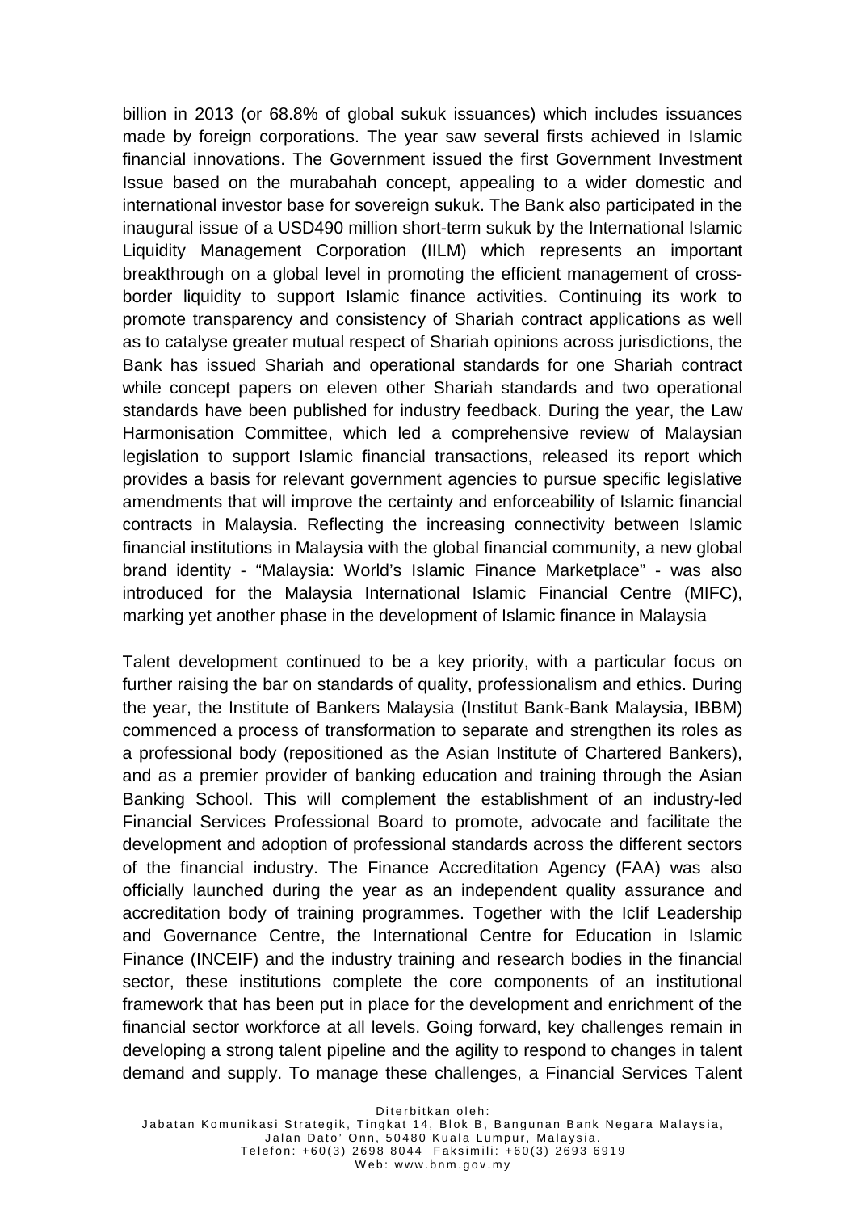billion in 2013 (or 68.8% of global sukuk issuances) which includes issuances made by foreign corporations. The year saw several firsts achieved in Islamic financial innovations. The Government issued the first Government Investment Issue based on the murabahah concept, appealing to a wider domestic and international investor base for sovereign sukuk. The Bank also participated in the inaugural issue of a USD490 million short-term sukuk by the International Islamic Liquidity Management Corporation (IILM) which represents an important breakthrough on a global level in promoting the efficient management of cross-border liquidity to support Islamic finance activities. Continuing its work to promote transparency and consistency of Shariah contract applications as well as to catalyse greater mutual respect of Shariah opinions across jurisdictions, the Bank has issued Shariah and operational standards for one Shariah contract while concept papers on eleven other Shariah standards and two operational standards have been published for industry feedback. During the year, the Law Harmonisation Committee, which led a comprehensive review of Malaysian legislation to support Islamic financial transactions, released its report which provides a basis for relevant government agencies to pursue specific legislative amendments that will improve the certainty and enforceability of Islamic financial contracts in Malaysia. Reflecting the increasing connectivity between Islamic financial institutions in Malaysia with the global financial community, a new global brand identity - "Malaysia: World's Islamic Finance Marketplace" - was also introduced for the Malaysia International Islamic Financial Centre (MIFC), marking yet another phase in the development of Islamic finance in Malaysia

Talent development continued to be a key priority, with a particular focus on further raising the bar on standards of quality, professionalism and ethics. During the year, the Institute of Bankers Malaysia (Institut Bank-Bank Malaysia, IBBM) commenced a process of transformation to separate and strengthen its roles as a professional body (repositioned as the Asian Institute of Chartered Bankers), and as a premier provider of banking education and training through the Asian Banking School. This will complement the establishment of an industry-led Financial Services Professional Board to promote, advocate and facilitate the development and adoption of professional standards across the different sectors of the financial industry. The Finance Accreditation Agency (FAA) was also officially launched during the year as an independent quality assurance and accreditation body of training programmes. Together with the Iclif Leadership and Governance Centre, the International Centre for Education in Islamic Finance (INCEIF) and the industry training and research bodies in the financial sector, these institutions complete the core components of an institutional framework that has been put in place for the development and enrichment of the financial sector workforce at all levels. Going forward, key challenges remain in developing a strong talent pipeline and the agility to respond to changes in talent demand and supply. To manage these challenges, a Financial Services Talent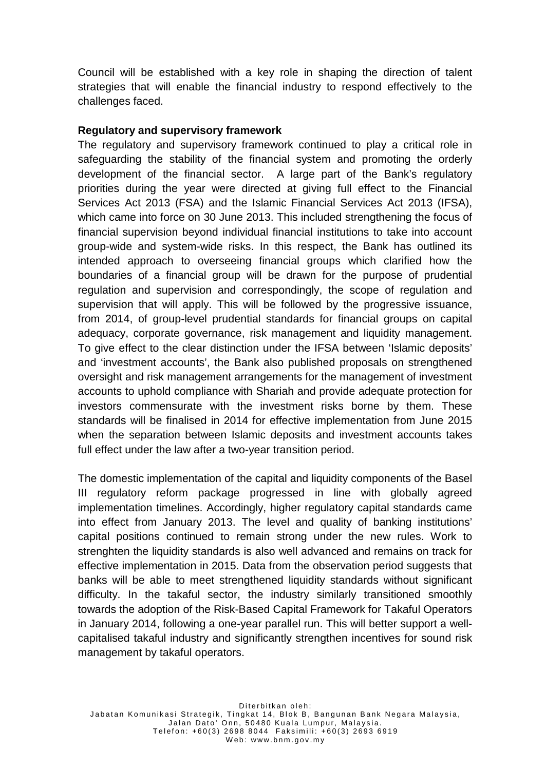Council will be established with a key role in shaping the direction of talent strategies that will enable the financial industry to respond effectively to the challenges faced.

**Regulatory and supervisory framework**

The regulatory and supervisory framework continued to play a critical role in safeguarding the stability of the financial system and promoting the orderly development of the financial sector. A large part of the Bank's regulatory priorities during the year were directed at giving full effect to the Financial Services Act 2013 (FSA) and the Islamic Financial Services Act 2013 (IFSA), which came into force on 30 June 2013. This included strengthening the focus of financial supervision beyond individual financial institutions to take into account group-wide and system-wide risks. In this respect, the Bank has outlined its intended approach to overseeing financial groups which clarified how the boundaries of a financial group will be drawn for the purpose of prudential regulation and supervision and correspondingly, the scope of regulation and supervision that will apply. This will be followed by the progressive issuance, from 2014, of group-level prudential standards for financial groups on capital adequacy, corporate governance, risk management and liquidity management. To give effect to the clear distinction under the IFSA between 'Islamic deposits' and 'investment accounts', the Bank also published proposals on strengthened oversight and risk management arrangements for the management of investment accounts to uphold compliance with Shariah and provide adequate protection for investors commensurate with the investment risks borne by them. These standards will be finalised in 2014 for effective implementation from June 2015 when the separation between Islamic deposits and investment accounts takes full effect under the law after a two-year transition period.

The domestic implementation of the capital and liquidity components of the Basel III regulatory reform package progressed in line with globally agreed implementation timelines. Accordingly, higher regulatory capital standards came into effect from January 2013. The level and quality of banking institutions' capital positions continued to remain strong under the new rules. Work to strenghten the liquidity standards is also well advanced and remains on track for effective implementation in 2015. Data from the observation period suggests that banks will be able to meet strengthened liquidity standards without significant difficulty. In the takaful sector, the industry similarly transitioned smoothly towards the adoption of the Risk-Based Capital Framework for Takaful Operators in January 2014, following a one-year parallel run. This will better support a well-capitalised takaful industry and significantly strengthen incentives for sound risk management by takaful operators.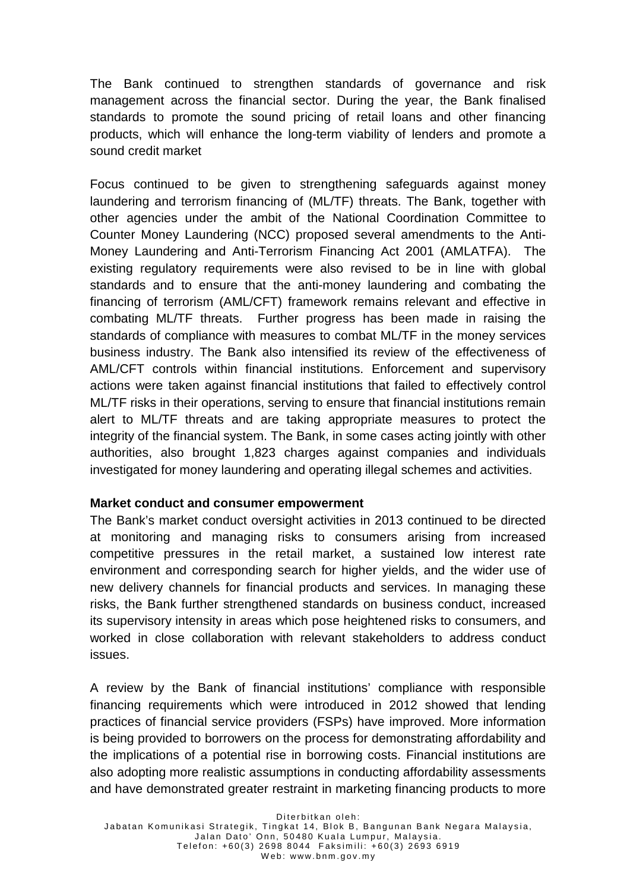The Bank continued to strengthen standards of governance and risk management across the financial sector. During the year, the Bank finalised standards to promote the sound pricing of retail loans and other financing products, which will enhance the long-term viability of lenders and promote a sound credit market

Focus continued to be given to strengthening safeguards against money laundering and terrorism financing of (ML/TF) threats. The Bank, together with other agencies under the ambit of the National Coordination Committee to Counter Money Laundering (NCC) proposed several amendments to the Anti-Money Laundering and Anti-Terrorism Financing Act 2001 (AMLATFA). The existing regulatory requirements were also revised to be in line with global standards and to ensure that the anti-money laundering and combating the financing of terrorism (AML/CFT) framework remains relevant and effective in combating ML/TF threats. Further progress has been made in raising the standards of compliance with measures to combat ML/TF in the money services business industry. The Bank also intensified its review of the effectiveness of AML/CFT controls within financial institutions. Enforcement and supervisory actions were taken against financial institutions that failed to effectively control ML/TF risks in their operations, serving to ensure that financial institutions remain alert to ML/TF threats and are taking appropriate measures to protect the integrity of the financial system. The Bank, in some cases acting jointly with other authorities, also brought 1,823 charges against companies and individuals investigated for money laundering and operating illegal schemes and activities.

**Market conduct and consumer empowerment**

The Bank's market conduct oversight activities in 2013 continued to be directed at monitoring and managing risks to consumers arising from increased competitive pressures in the retail market, a sustained low interest rate environment and corresponding search for higher yields, and the wider use of new delivery channels for financial products and services. In managing these risks, the Bank further strengthened standards on business conduct, increased its supervisory intensity in areas which pose heightened risks to consumers, and worked in close collaboration with relevant stakeholders to address conduct issues.

A review by the Bank of financial institutions' compliance with responsible financing requirements which were introduced in 2012 showed that lending practices of financial service providers (FSPs) have improved. More information is being provided to borrowers on the process for demonstrating affordability and the implications of a potential rise in borrowing costs. Financial institutions are also adopting more realistic assumptions in conducting affordability assessments and have demonstrated greater restraint in marketing financing products to more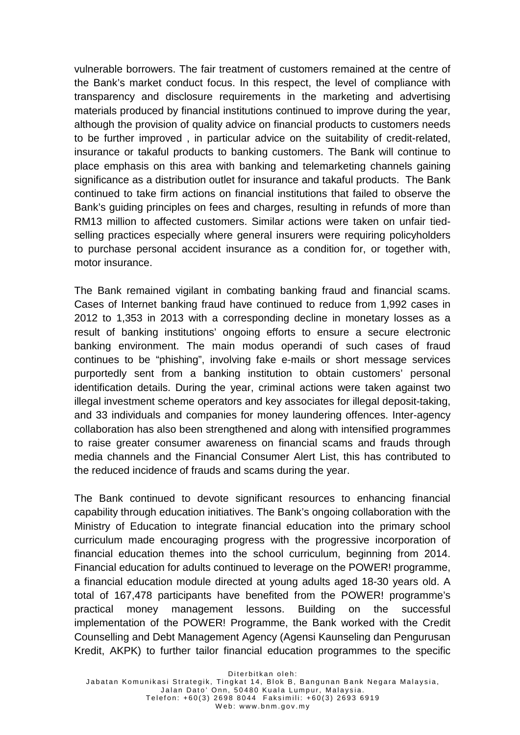vulnerable borrowers. The fair treatment of customers remained at the centre of the Bank's market conduct focus. In this respect, the level of compliance with transparency and disclosure requirements in the marketing and advertising materials produced by financial institutions continued to improve during the year, although the provision of quality advice on financial products to customers needs to be further improved , in particular advice on the suitability of credit-related, insurance or takaful products to banking customers. The Bank will continue to place emphasis on this area with banking and telemarketing channels gaining significance as a distribution outlet for insurance and takaful products. The Bank continued to take firm actions on financial institutions that failed to observe the Bank's guiding principles on fees and charges, resulting in refunds of more than RM13 million to affected customers. Similar actions were taken on unfair tied-selling practices especially where general insurers were requiring policyholders to purchase personal accident insurance as a condition for, or together with, motor insurance.

The Bank remained vigilant in combating banking fraud and financial scams. Cases of Internet banking fraud have continued to reduce from 1,992 cases in 2012 to 1,353 in 2013 with a corresponding decline in monetary losses as a result of banking institutions' ongoing efforts to ensure a secure electronic banking environment. The main modus operandi of such cases of fraud continues to be "phishing", involving fake e-mails or short message services purportedly sent from a banking institution to obtain customers' personal identification details. During the year, criminal actions were taken against two illegal investment scheme operators and key associates for illegal deposit-taking, and 33 individuals and companies for money laundering offences. Inter-agency collaboration has also been strengthened and along with intensified programmes to raise greater consumer awareness on financial scams and frauds through media channels and the Financial Consumer Alert List, this has contributed to the reduced incidence of frauds and scams during the year.

The Bank continued to devote significant resources to enhancing financial capability through education initiatives. The Bank's ongoing collaboration with the Ministry of Education to integrate financial education into the primary school curriculum made encouraging progress with the progressive incorporation of financial education themes into the school curriculum, beginning from 2014. Financial education for adults continued to leverage on the POWER! programme, a financial education module directed at young adults aged 18-30 years old. A total of 167,478 participants have benefited from the POWER! programme's practical money management lessons. Building on the successful implementation of the POWER! Programme, the Bank worked with the Credit Counselling and Debt Management Agency (Agensi Kaunseling dan Pengurusan Kredit, AKPK) to further tailor financial education programmes to the specific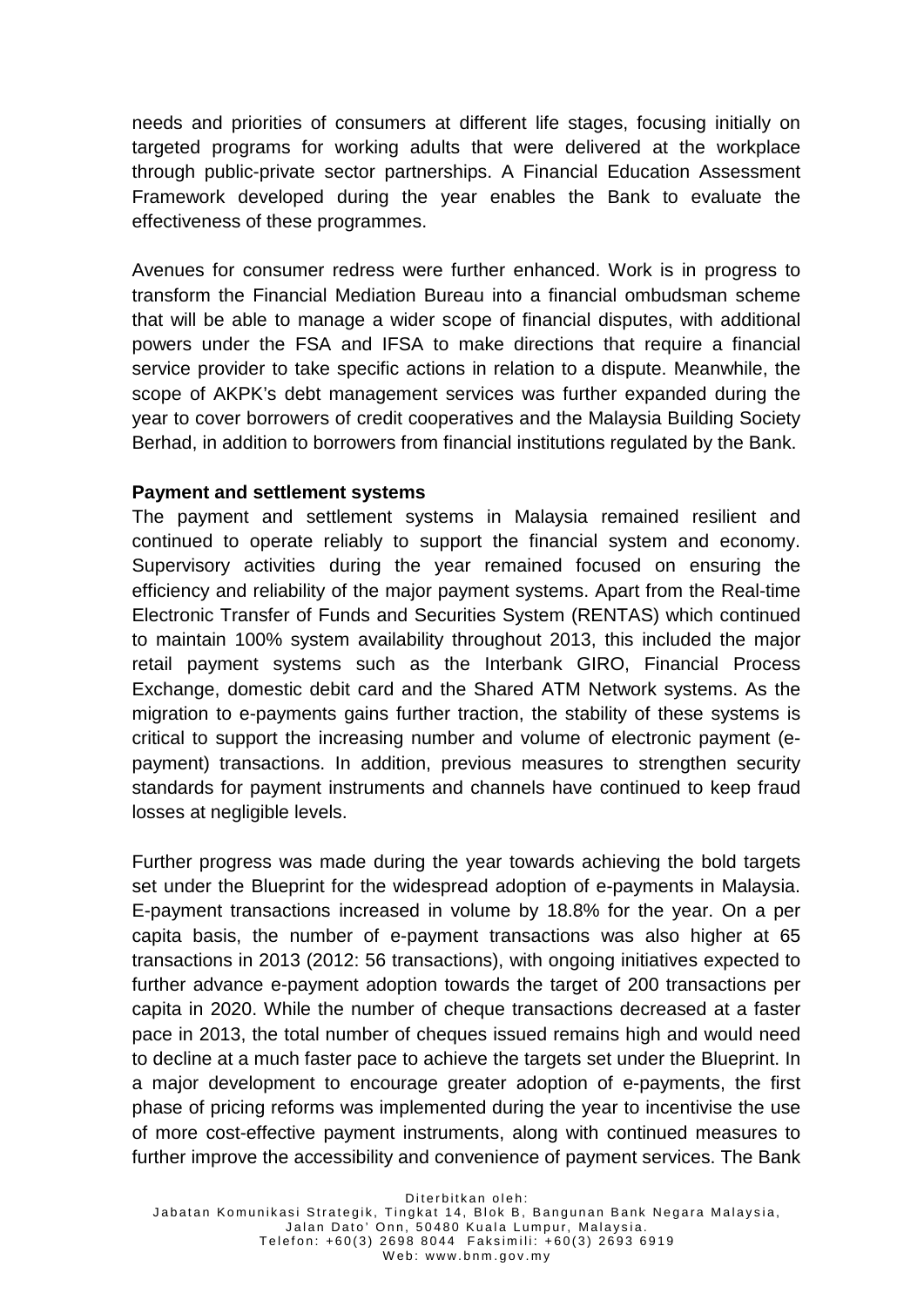needs and priorities of consumers at different life stages, focusing initially on targeted programs for working adults that were delivered at the workplace through public-private sector partnerships. A Financial Education Assessment Framework developed during the year enables the Bank to evaluate the effectiveness of these programmes.

Avenues for consumer redress were further enhanced. Work is in progress to transform the Financial Mediation Bureau into a financial ombudsman scheme that will be able to manage a wider scope of financial disputes, with additional powers under the FSA and IFSA to make directions that require a financial service provider to take specific actions in relation to a dispute. Meanwhile, the scope of AKPK's debt management services was further expanded during the year to cover borrowers of credit cooperatives and the Malaysia Building Society Berhad, in addition to borrowers from financial institutions regulated by the Bank.

**Payment and settlement systems**

The payment and settlement systems in Malaysia remained resilient and continued to operate reliably to support the financial system and economy. Supervisory activities during the year remained focused on ensuring the efficiency and reliability of the major payment systems. Apart from the Real-time Electronic Transfer of Funds and Securities System (RENTAS) which continued to maintain 100% system availability throughout 2013, this included the major retail payment systems such as the Interbank GIRO, Financial Process Exchange, domestic debit card and the Shared ATM Network systems. As the migration to e-payments gains further traction, the stability of these systems is critical to support the increasing number and volume of electronic payment (e-payment) transactions. In addition, previous measures to strengthen security standards for payment instruments and channels have continued to keep fraud losses at negligible levels.

Further progress was made during the year towards achieving the bold targets set under the Blueprint for the widespread adoption of e-payments in Malaysia. E-payment transactions increased in volume by 18.8% for the year. On a per capita basis, the number of e-payment transactions was also higher at 65 transactions in 2013 (2012: 56 transactions), with ongoing initiatives expected to further advance e-payment adoption towards the target of 200 transactions per capita in 2020. While the number of cheque transactions decreased at a faster pace in 2013, the total number of cheques issued remains high and would need to decline at a much faster pace to achieve the targets set under the Blueprint. In a major development to encourage greater adoption of e-payments, the first phase of pricing reforms was implemented during the year to incentivise the use of more cost-effective payment instruments, along with continued measures to further improve the accessibility and convenience of payment services. The Bank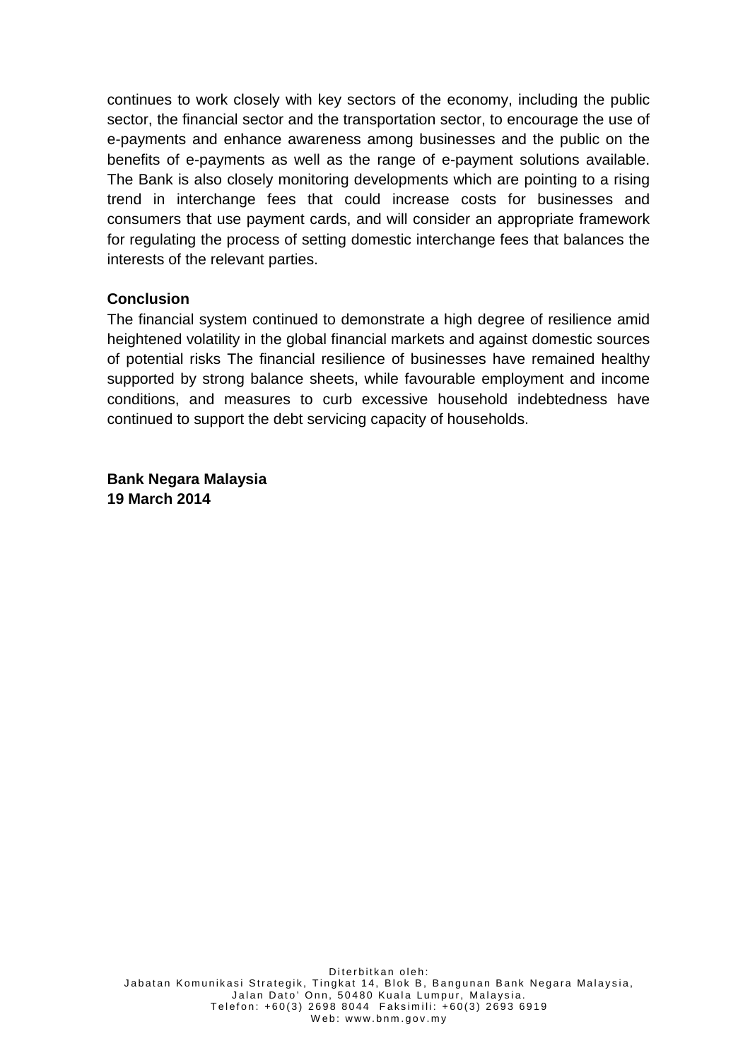continues to work closely with key sectors of the economy, including the public sector, the financial sector and the transportation sector, to encourage the use of e-payments and enhance awareness among businesses and the public on the benefits of e-payments as well as the range of e-payment solutions available. The Bank is also closely monitoring developments which are pointing to a rising trend in interchange fees that could increase costs for businesses and consumers that use payment cards, and will consider an appropriate framework for regulating the process of setting domestic interchange fees that balances the interests of the relevant parties.

**Conclusion**

The financial system continued to demonstrate a high degree of resilience amid heightened volatility in the global financial markets and against domestic sources of potential risks The financial resilience of businesses have remained healthy supported by strong balance sheets, while favourable employment and income conditions, and measures to curb excessive household indebtedness have continued to support the debt servicing capacity of households.

**Bank Negara Malaysia**
**19 March 2014**

Diterbitkan oleh:
Jabatan Komunikasi Strategik, Tingkat 14, Blok B, Bangunan Bank Negara Malaysia,
Jalan Dato' Onn, 50480 Kuala Lumpur, Malaysia.
Telefon: +60(3) 2698 8044 Faksimili: +60(3) 2693 6919
Web: www.bnm.gov.my